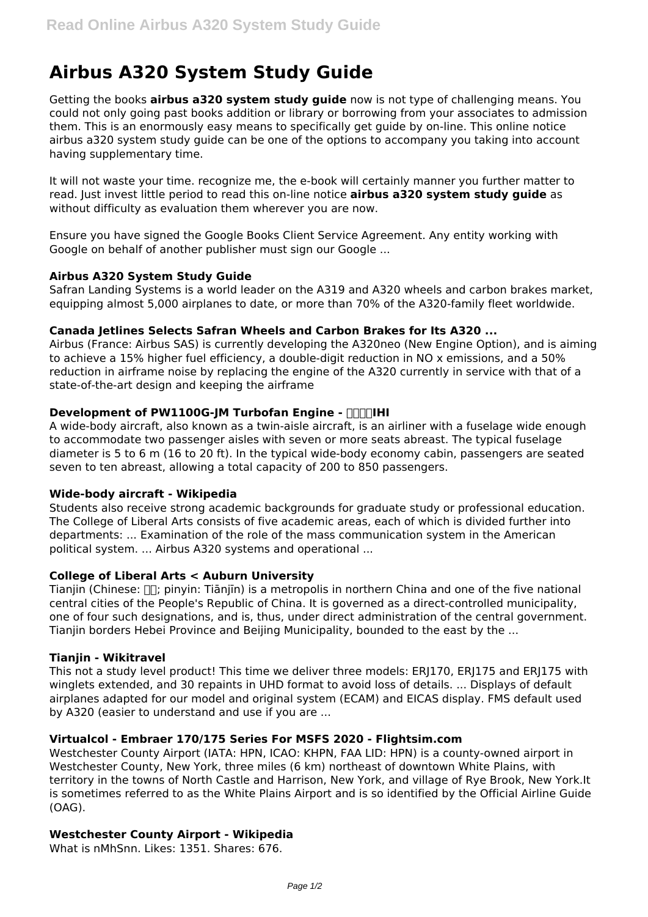# Airbus A320 System Study Guide

Getting the books **airbus a320 system study guide** now is not type of challenging means. You could not only going past books addition or library or borrowing from your associates to admission them. This is an enormously easy means to specifically get guide by on-line. This online notice airbus a320 system study guide can be one of the options to accompany you taking into account having supplementary time.

It will not waste your time. recognize me, the e-book will certainly manner you further matter to read. Just invest little period to read this on-line notice **airbus a320 system study guide** as without difficulty as evaluation them wherever you are now.

Ensure you have signed the Google Books Client Service Agreement. Any entity working with Google on behalf of another publisher must sign our Google ...

### Airbus A320 System Study Guide

Safran Landing Systems is a world leader on the A319 and A320 wheels and carbon brakes market, equipping almost 5,000 airplanes to date, or more than 70% of the A320-family fleet worldwide.

### Canada Jetlines Selects Safran Wheels and Carbon Brakes for Its A320 ...

Airbus (France: Airbus SAS) is currently developing the A320neo (New Engine Option), and is aiming to achieve a 15% higher fuel efficiency, a double-digit reduction in $NO_x$ emissions, and a 50% reduction in airframe noise by replacing the engine of the A320 currently in service with that of a state-of-the-art design and keeping the airframe

### Development of PW1100G-JM Turbofan Engine - □□□□IHI

A wide-body aircraft, also known as a twin-aisle aircraft, is an airliner with a fuselage wide enough to accommodate two passenger aisles with seven or more seats abreast. The typical fuselage diameter is 5 to 6 m (16 to 20 ft). In the typical wide-body economy cabin, passengers are seated seven to ten abreast, allowing a total capacity of 200 to 850 passengers.

### Wide-body aircraft - Wikipedia

Students also receive strong academic backgrounds for graduate study or professional education. The College of Liberal Arts consists of five academic areas, each of which is divided further into departments: ... Examination of the role of the mass communication system in the American political system. ... Airbus A320 systems and operational ...

### College of Liberal Arts < Auburn University

Tianjin (Chinese: □□; pinyin: Tiānjīn) is a metropolis in northern China and one of the five national central cities of the People's Republic of China. It is governed as a direct-controlled municipality, one of four such designations, and is, thus, under direct administration of the central government. Tianjin borders Hebei Province and Beijing Municipality, bounded to the east by the ...

### Tianjin - Wikitravel

This not a study level product! This time we deliver three models: ERJ170, ERJ175 and ERJ175 with winglets extended, and 30 repaints in UHD format to avoid loss of details. ... Displays of default airplanes adapted for our model and original system (ECAM) and EICAS display. FMS default used by A320 (easier to understand and use if you are ...

### Virtualcol - Embraer 170/175 Series For MSFS 2020 - Flightsim.com

Westchester County Airport (IATA: HPN, ICAO: KHPN, FAA LID: HPN) is a county-owned airport in Westchester County, New York, three miles (6 km) northeast of downtown White Plains, with territory in the towns of North Castle and Harrison, New York, and village of Rye Brook, New York.It is sometimes referred to as the White Plains Airport and is so identified by the Official Airline Guide (OAG).

### Westchester County Airport - Wikipedia

What is nMhSnn. Likes: 1351. Shares: 676.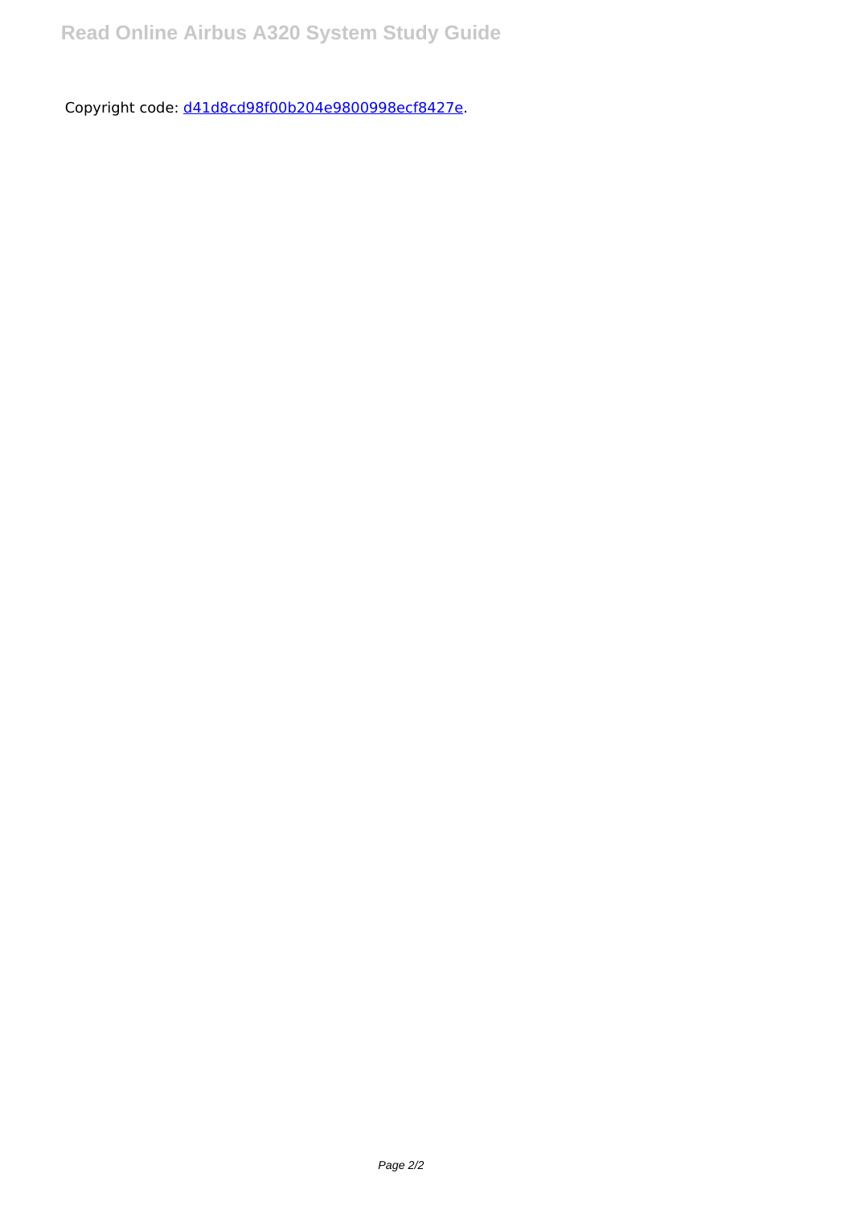Copyright code: [d41d8cd98f00b204e9800998ecf8427e](d41d8cd98f00b204e9800998ecf8427e).